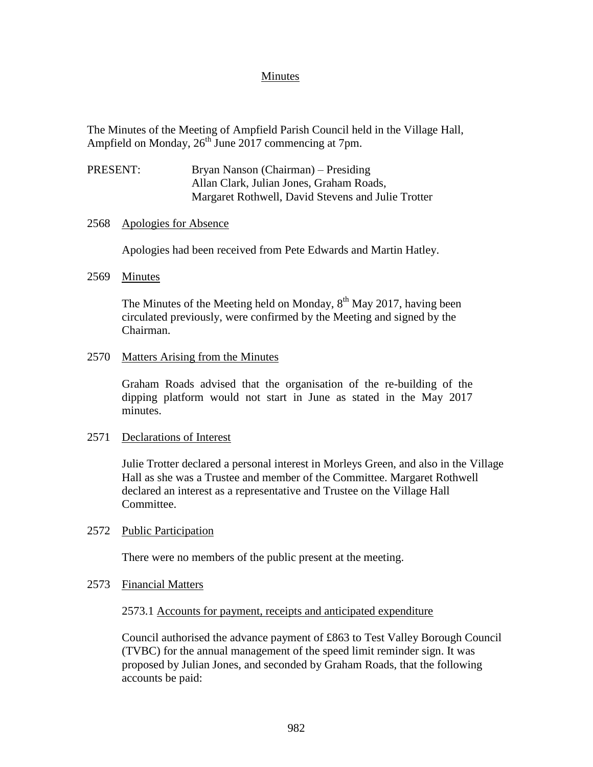# Minutes

The Minutes of the Meeting of Ampfield Parish Council held in the Village Hall, Ampfield on Monday, 26th June 2017 commencing at 7pm.

PRESENT: Bryan Nanson (Chairman) – Presiding
Allan Clark, Julian Jones, Graham Roads,
Margaret Rothwell, David Stevens and Julie Trotter

## 2568 Apologies for Absence

Apologies had been received from Pete Edwards and Martin Hatley.

## 2569 Minutes

The Minutes of the Meeting held on Monday, 8th May 2017, having been circulated previously, were confirmed by the Meeting and signed by the Chairman.

## 2570 Matters Arising from the Minutes

Graham Roads advised that the organisation of the re-building of the dipping platform would not start in June as stated in the May 2017 minutes.

## 2571 Declarations of Interest

Julie Trotter declared a personal interest in Morleys Green, and also in the Village Hall as she was a Trustee and member of the Committee. Margaret Rothwell declared an interest as a representative and Trustee on the Village Hall Committee.

## 2572 Public Participation

There were no members of the public present at the meeting.

## 2573 Financial Matters

### 2573.1 Accounts for payment, receipts and anticipated expenditure

Council authorised the advance payment of £863 to Test Valley Borough Council (TVBC) for the annual management of the speed limit reminder sign. It was proposed by Julian Jones, and seconded by Graham Roads, that the following accounts be paid: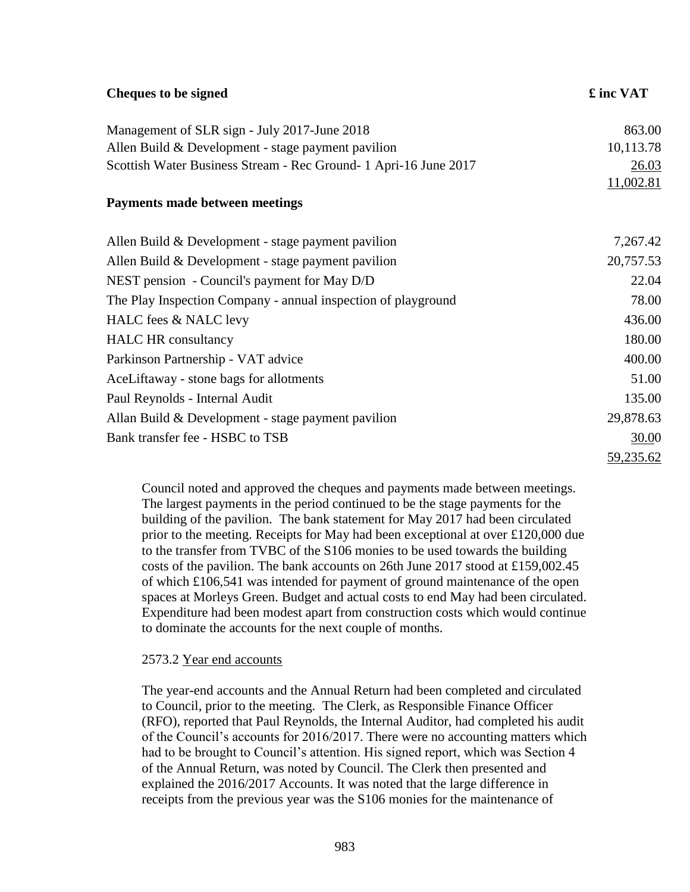| **Cheques to be signed** | **£ inc VAT** |
|---|---|
| Management of SLR sign - July 2017-June 2018 | 863.00 |
| Allen Build & Development - stage payment pavilion | 10,113.78 |
| Scottish Water Business Stream - Rec Ground- 1 Apri-16 June 2017 | 26.03 |
| | 11,002.81 |

**Payments made between meetings**

| | |
|---|---|
| Allen Build & Development - stage payment pavilion | 7,267.42 |
| Allen Build & Development - stage payment pavilion | 20,757.53 |
| NEST pension - Council's payment for May D/D | 22.04 |
| The Play Inspection Company - annual inspection of playground | 78.00 |
| HALC fees & NALC levy | 436.00 |
| HALC HR consultancy | 180.00 |
| Parkinson Partnership - VAT advice | 400.00 |
| AceLiftaway - stone bags for allotments | 51.00 |
| Paul Reynolds - Internal Audit | 135.00 |
| Allan Build & Development - stage payment pavilion | 29,878.63 |
| Bank transfer fee - HSBC to TSB | 30.00 |
| | 59,235.62 |

Council noted and approved the cheques and payments made between meetings. The largest payments in the period continued to be the stage payments for the building of the pavilion. The bank statement for May 2017 had been circulated prior to the meeting. Receipts for May had been exceptional at over £120,000 due to the transfer from TVBC of the S106 monies to be used towards the building costs of the pavilion. The bank accounts on 26th June 2017 stood at £159,002.45 of which £106,541 was intended for payment of ground maintenance of the open spaces at Morleys Green. Budget and actual costs to end May had been circulated. Expenditure had been modest apart from construction costs which would continue to dominate the accounts for the next couple of months.

2573.2 Year end accounts

The year-end accounts and the Annual Return had been completed and circulated to Council, prior to the meeting. The Clerk, as Responsible Finance Officer (RFO), reported that Paul Reynolds, the Internal Auditor, had completed his audit of the Council's accounts for 2016/2017. There were no accounting matters which had to be brought to Council's attention. His signed report, which was Section 4 of the Annual Return, was noted by Council. The Clerk then presented and explained the 2016/2017 Accounts. It was noted that the large difference in receipts from the previous year was the S106 monies for the maintenance of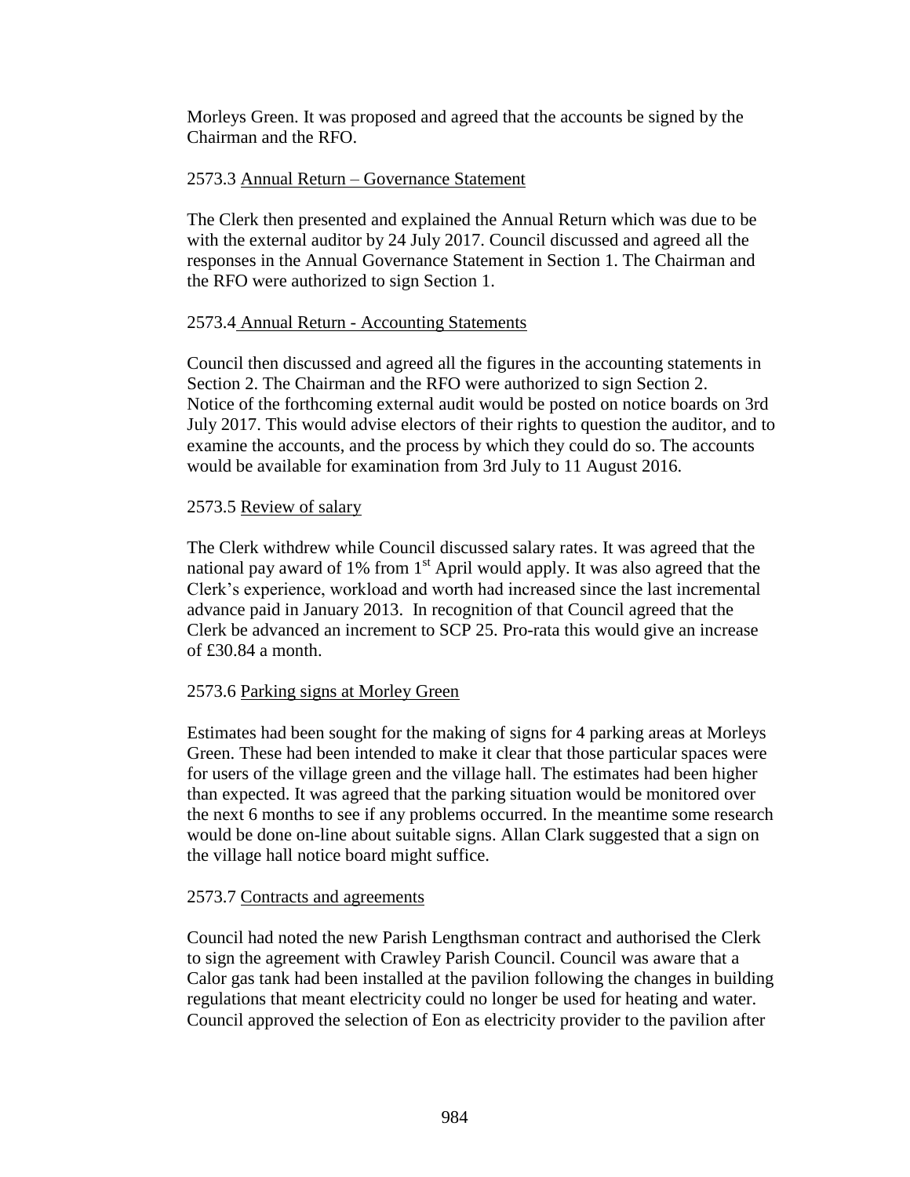Morleys Green. It was proposed and agreed that the accounts be signed by the Chairman and the RFO.

2573.3 Annual Return – Governance Statement

The Clerk then presented and explained the Annual Return which was due to be with the external auditor by 24 July 2017. Council discussed and agreed all the responses in the Annual Governance Statement in Section 1. The Chairman and the RFO were authorized to sign Section 1.

2573.4 Annual Return - Accounting Statements

Council then discussed and agreed all the figures in the accounting statements in Section 2. The Chairman and the RFO were authorized to sign Section 2. Notice of the forthcoming external audit would be posted on notice boards on 3rd July 2017. This would advise electors of their rights to question the auditor, and to examine the accounts, and the process by which they could do so. The accounts would be available for examination from 3rd July to 11 August 2016.

2573.5 Review of salary

The Clerk withdrew while Council discussed salary rates. It was agreed that the national pay award of 1% from 1st April would apply. It was also agreed that the Clerk's experience, workload and worth had increased since the last incremental advance paid in January 2013. In recognition of that Council agreed that the Clerk be advanced an increment to SCP 25. Pro-rata this would give an increase of £30.84 a month.

2573.6 Parking signs at Morley Green

Estimates had been sought for the making of signs for 4 parking areas at Morleys Green. These had been intended to make it clear that those particular spaces were for users of the village green and the village hall. The estimates had been higher than expected. It was agreed that the parking situation would be monitored over the next 6 months to see if any problems occurred. In the meantime some research would be done on-line about suitable signs. Allan Clark suggested that a sign on the village hall notice board might suffice.

2573.7 Contracts and agreements

Council had noted the new Parish Lengthsman contract and authorised the Clerk to sign the agreement with Crawley Parish Council. Council was aware that a Calor gas tank had been installed at the pavilion following the changes in building regulations that meant electricity could no longer be used for heating and water. Council approved the selection of Eon as electricity provider to the pavilion after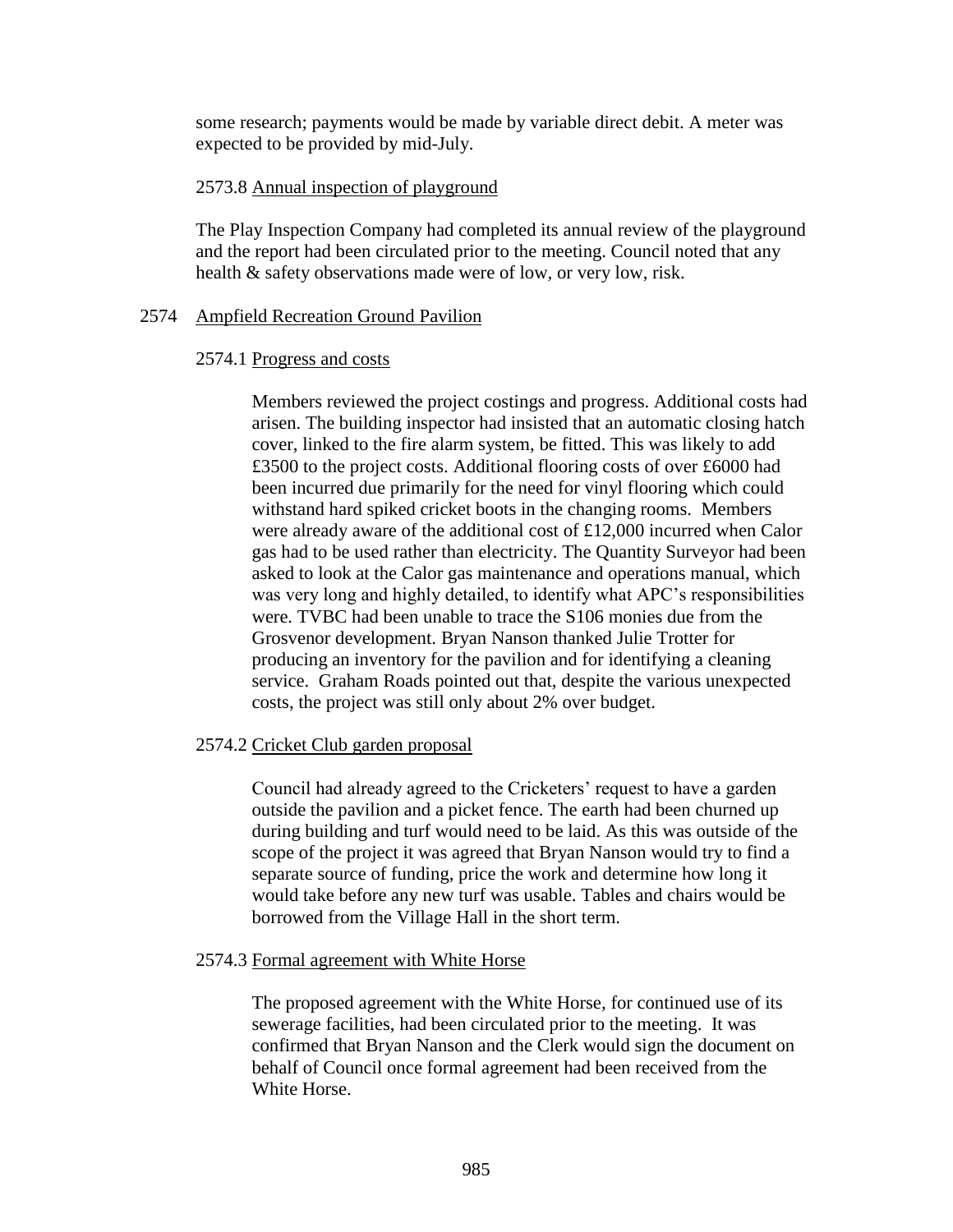some research; payments would be made by variable direct debit. A meter was expected to be provided by mid-July.

2573.8 Annual inspection of playground

The Play Inspection Company had completed its annual review of the playground and the report had been circulated prior to the meeting. Council noted that any health & safety observations made were of low, or very low, risk.

## 2574 Ampfield Recreation Ground Pavilion

2574.1 Progress and costs

Members reviewed the project costings and progress. Additional costs had arisen. The building inspector had insisted that an automatic closing hatch cover, linked to the fire alarm system, be fitted. This was likely to add £3500 to the project costs. Additional flooring costs of over £6000 had been incurred due primarily for the need for vinyl flooring which could withstand hard spiked cricket boots in the changing rooms. Members were already aware of the additional cost of £12,000 incurred when Calor gas had to be used rather than electricity. The Quantity Surveyor had been asked to look at the Calor gas maintenance and operations manual, which was very long and highly detailed, to identify what APC's responsibilities were. TVBC had been unable to trace the S106 monies due from the Grosvenor development. Bryan Nanson thanked Julie Trotter for producing an inventory for the pavilion and for identifying a cleaning service. Graham Roads pointed out that, despite the various unexpected costs, the project was still only about 2% over budget.

2574.2 Cricket Club garden proposal

Council had already agreed to the Cricketers' request to have a garden outside the pavilion and a picket fence. The earth had been churned up during building and turf would need to be laid. As this was outside of the scope of the project it was agreed that Bryan Nanson would try to find a separate source of funding, price the work and determine how long it would take before any new turf was usable. Tables and chairs would be borrowed from the Village Hall in the short term.

2574.3 Formal agreement with White Horse

The proposed agreement with the White Horse, for continued use of its sewerage facilities, had been circulated prior to the meeting. It was confirmed that Bryan Nanson and the Clerk would sign the document on behalf of Council once formal agreement had been received from the White Horse.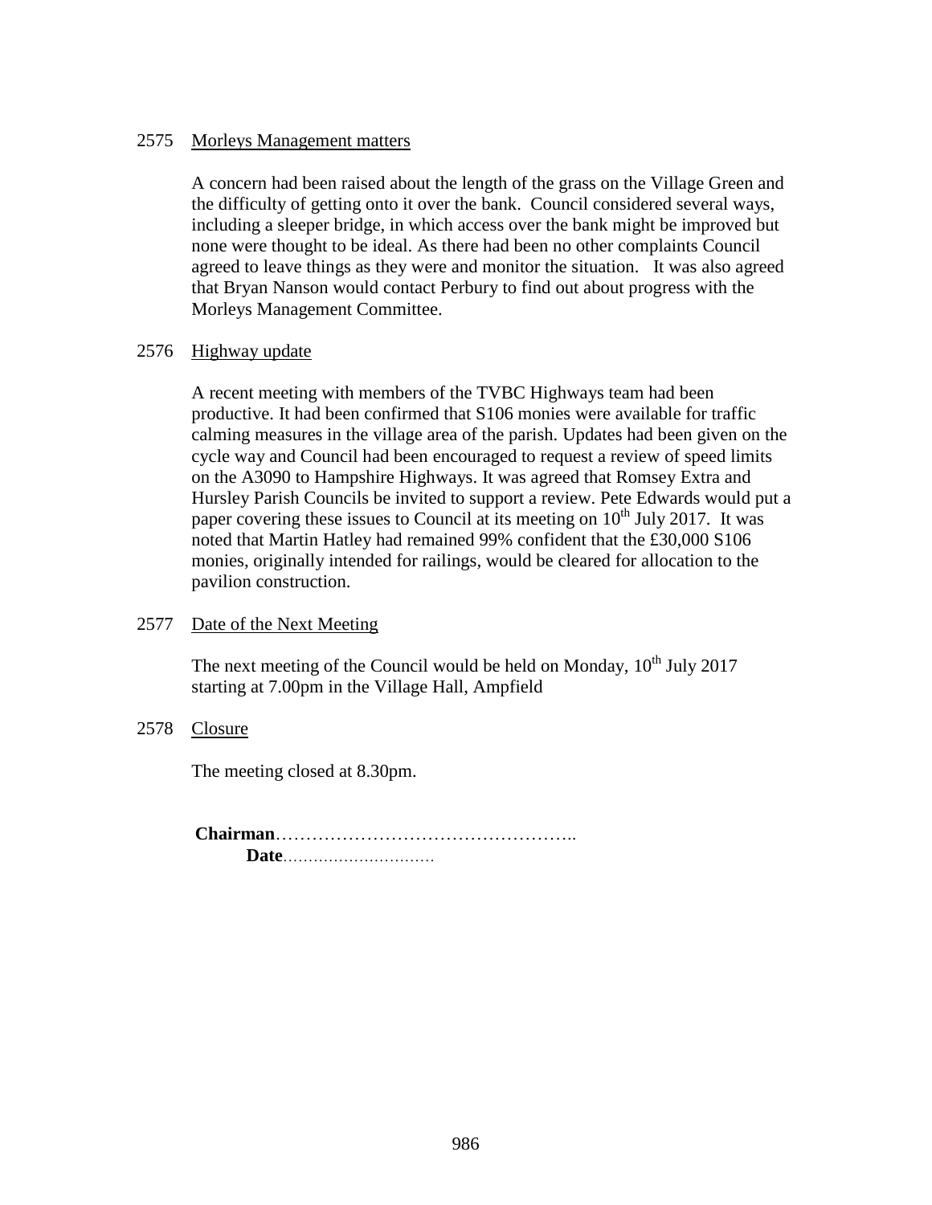2575 Morleys Management matters

A concern had been raised about the length of the grass on the Village Green and the difficulty of getting onto it over the bank. Council considered several ways, including a sleeper bridge, in which access over the bank might be improved but none were thought to be ideal. As there had been no other complaints Council agreed to leave things as they were and monitor the situation. It was also agreed that Bryan Nanson would contact Perbury to find out about progress with the Morleys Management Committee.

2576 Highway update

A recent meeting with members of the TVBC Highways team had been productive. It had been confirmed that S106 monies were available for traffic calming measures in the village area of the parish. Updates had been given on the cycle way and Council had been encouraged to request a review of speed limits on the A3090 to Hampshire Highways. It was agreed that Romsey Extra and Hursley Parish Councils be invited to support a review. Pete Edwards would put a paper covering these issues to Council at its meeting on 10th July 2017. It was noted that Martin Hatley had remained 99% confident that the £30,000 S106 monies, originally intended for railings, would be cleared for allocation to the pavilion construction.

2577 Date of the Next Meeting

The next meeting of the Council would be held on Monday, 10th July 2017 starting at 7.00pm in the Village Hall, Ampfield

2578 Closure

The meeting closed at 8.30pm.

**Chairman**…………………………………………..

**Date**…………………………